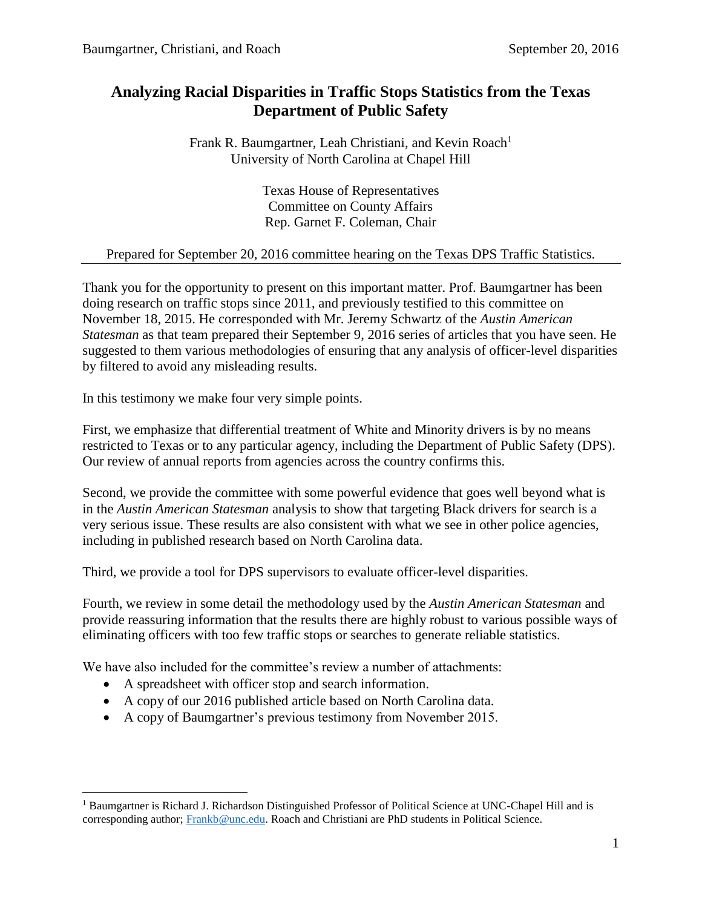# Analyzing Racial Disparities in Traffic Stops Statistics from the Texas Department of Public Safety

Frank R. Baumgartner, Leah Christiani, and Kevin Roach[1]
University of North Carolina at Chapel Hill

Texas House of Representatives
Committee on County Affairs
Rep. Garnet F. Coleman, Chair

Prepared for September 20, 2016 committee hearing on the Texas DPS Traffic Statistics.

---

Thank you for the opportunity to present on this important matter. Prof. Baumgartner has been doing research on traffic stops since 2011, and previously testified to this committee on November 18, 2015. He corresponded with Mr. Jeremy Schwartz of the *Austin American Statesman* as that team prepared their September 9, 2016 series of articles that you have seen. He suggested to them various methodologies of ensuring that any analysis of officer-level disparities by filtered to avoid any misleading results.

In this testimony we make four very simple points.

First, we emphasize that differential treatment of White and Minority drivers is by no means restricted to Texas or to any particular agency, including the Department of Public Safety (DPS). Our review of annual reports from agencies across the country confirms this.

Second, we provide the committee with some powerful evidence that goes well beyond what is in the *Austin American Statesman* analysis to show that targeting Black drivers for search is a very serious issue. These results are also consistent with what we see in other police agencies, including in published research based on North Carolina data.

Third, we provide a tool for DPS supervisors to evaluate officer-level disparities.

Fourth, we review in some detail the methodology used by the *Austin American Statesman* and provide reassuring information that the results there are highly robust to various possible ways of eliminating officers with too few traffic stops or searches to generate reliable statistics.

We have also included for the committee's review a number of attachments:

- A spreadsheet with officer stop and search information.
- A copy of our 2016 published article based on North Carolina data.
- A copy of Baumgartner's previous testimony from November 2015.

---

[1] Baumgartner is Richard J. Richardson Distinguished Professor of Political Science at UNC-Chapel Hill and is corresponding author; Frankb@unc.edu. Roach and Christiani are PhD students in Political Science.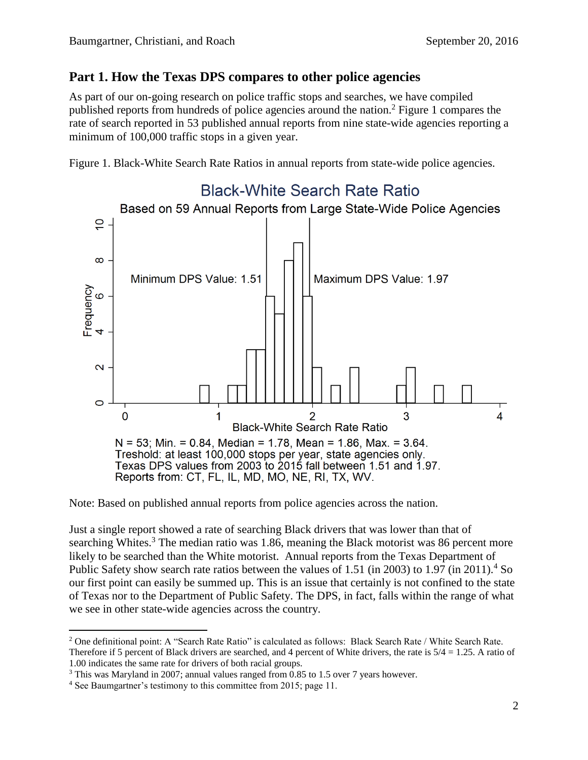## Part 1. How the Texas DPS compares to other police agencies

As part of our on-going research on police traffic stops and searches, we have compiled published reports from hundreds of police agencies around the nation.[2] Figure 1 compares the rate of search reported in 53 published annual reports from nine state-wide agencies reporting a minimum of 100,000 traffic stops in a given year.

Figure 1. Black-White Search Rate Ratios in annual reports from state-wide police agencies.

Black-White Search Rate Ratio

Based on 59 Annual Reports from Large State-Wide Police Agencies

Minimum DPS Value: 1.51

Maximum DPS Value: 1.97

N = 53; Min. = 0.84, Median = 1.78, Mean = 1.86, Max. = 3.64.
Treshold: at least 100,000 stops per year, state agencies only.
Texas DPS values from 2003 to 2015 fall between 1.51 and 1.97.
Reports from: CT, FL, IL, MD, MO, NE, RI, TX, WV.

Note: Based on published annual reports from police agencies across the nation.

Just a single report showed a rate of searching Black drivers that was lower than that of searching Whites.[3] The median ratio was 1.86, meaning the Black motorist was 86 percent more likely to be searched than the White motorist. Annual reports from the Texas Department of Public Safety show search rate ratios between the values of 1.51 (in 2003) to 1.97 (in 2011).[4] So our first point can easily be summed up. This is an issue that certainly is not confined to the state of Texas nor to the Department of Public Safety. The DPS, in fact, falls within the range of what we see in other state-wide agencies across the country.

---

[2] One definitional point: A "Search Rate Ratio" is calculated as follows: Black Search Rate / White Search Rate. Therefore if 5 percent of Black drivers are searched, and 4 percent of White drivers, the rate is 5/4 = 1.25. A ratio of 1.00 indicates the same rate for drivers of both racial groups.

[3] This was Maryland in 2007; annual values ranged from 0.85 to 1.5 over 7 years however.

[4] See Baumgartner's testimony to this committee from 2015; page 11.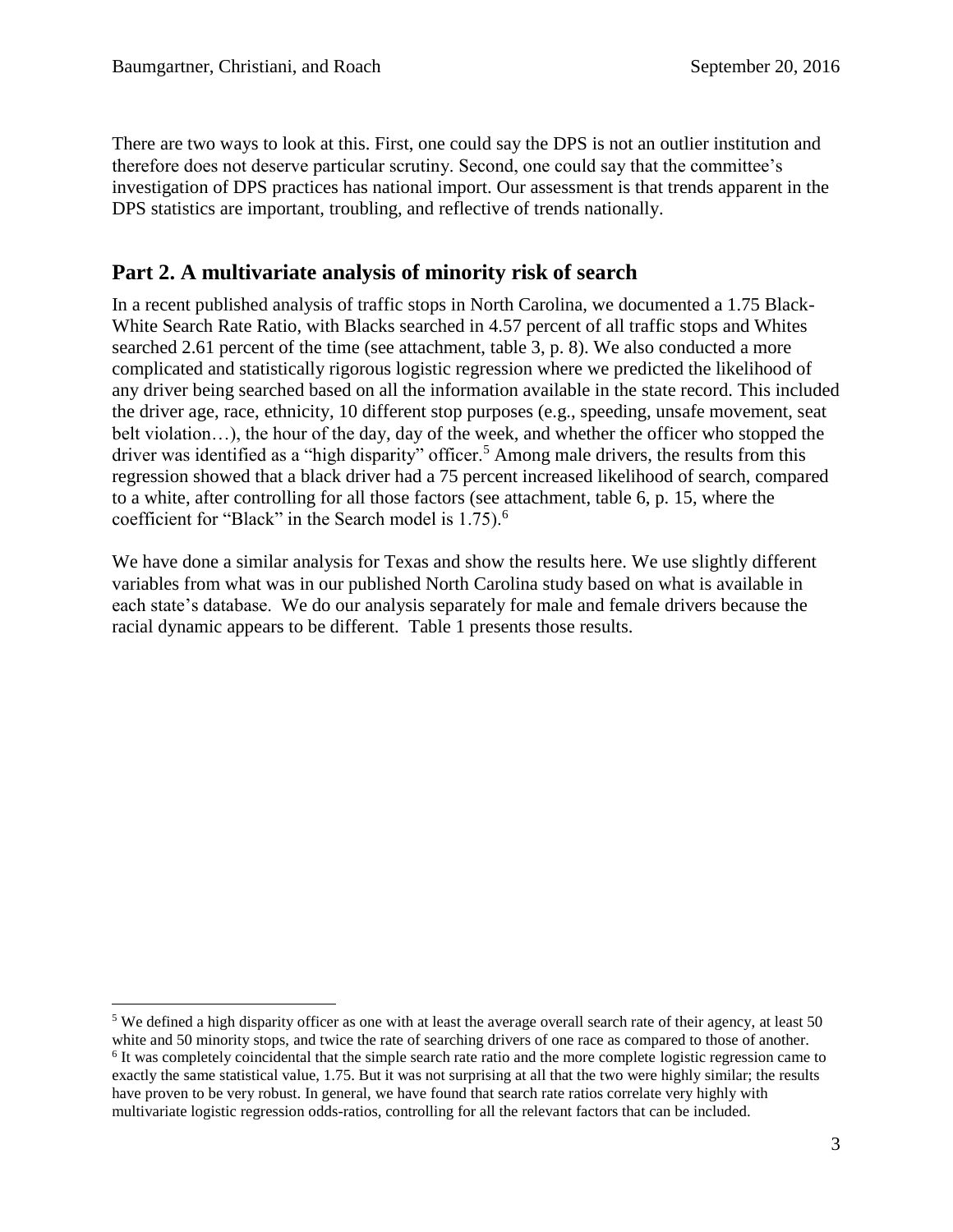There are two ways to look at this. First, one could say the DPS is not an outlier institution and therefore does not deserve particular scrutiny. Second, one could say that the committee's investigation of DPS practices has national import. Our assessment is that trends apparent in the DPS statistics are important, troubling, and reflective of trends nationally.

## Part 2. A multivariate analysis of minority risk of search

In a recent published analysis of traffic stops in North Carolina, we documented a 1.75 Black-White Search Rate Ratio, with Blacks searched in 4.57 percent of all traffic stops and Whites searched 2.61 percent of the time (see attachment, table 3, p. 8). We also conducted a more complicated and statistically rigorous logistic regression where we predicted the likelihood of any driver being searched based on all the information available in the state record. This included the driver age, race, ethnicity, 10 different stop purposes (e.g., speeding, unsafe movement, seat belt violation…), the hour of the day, day of the week, and whether the officer who stopped the driver was identified as a "high disparity" officer.[5] Among male drivers, the results from this regression showed that a black driver had a 75 percent increased likelihood of search, compared to a white, after controlling for all those factors (see attachment, table 6, p. 15, where the coefficient for "Black" in the Search model is 1.75).[6]

We have done a similar analysis for Texas and show the results here. We use slightly different variables from what was in our published North Carolina study based on what is available in each state's database. We do our analysis separately for male and female drivers because the racial dynamic appears to be different. Table 1 presents those results.

[5] We defined a high disparity officer as one with at least the average overall search rate of their agency, at least 50 white and 50 minority stops, and twice the rate of searching drivers of one race as compared to those of another.

[6] It was completely coincidental that the simple search rate ratio and the more complete logistic regression came to exactly the same statistical value, 1.75. But it was not surprising at all that the two were highly similar; the results have proven to be very robust. In general, we have found that search rate ratios correlate very highly with multivariate logistic regression odds-ratios, controlling for all the relevant factors that can be included.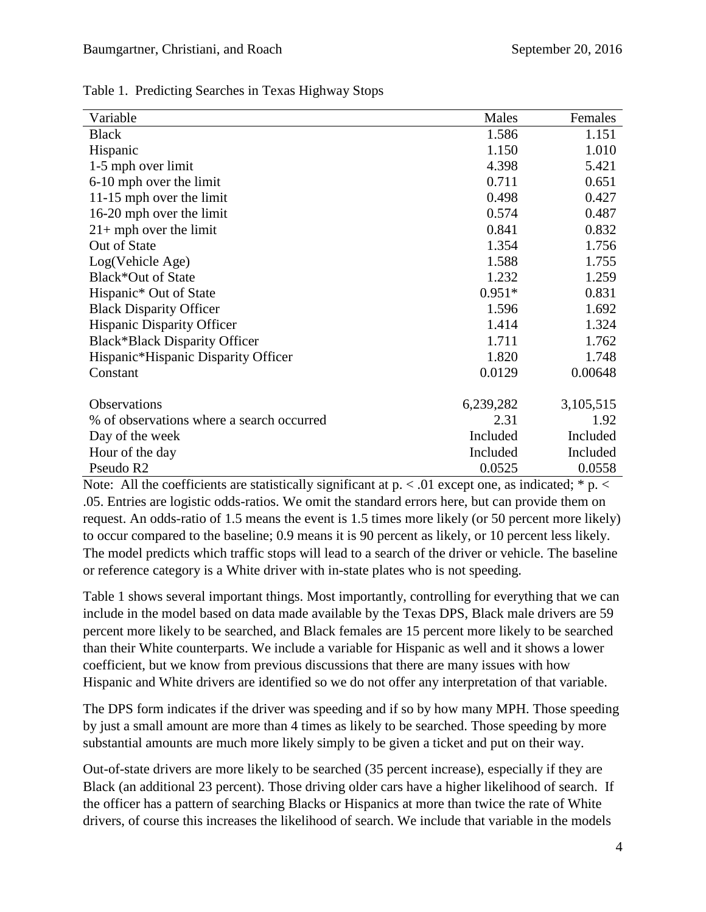Table 1. Predicting Searches in Texas Highway Stops

| Variable | Males | Females |
|---|---|---|
| Black | 1.586 | 1.151 |
| Hispanic | 1.150 | 1.010 |
| 1-5 mph over limit | 4.398 | 5.421 |
| 6-10 mph over the limit | 0.711 | 0.651 |
| 11-15 mph over the limit | 0.498 | 0.427 |
| 16-20 mph over the limit | 0.574 | 0.487 |
| 21+ mph over the limit | 0.841 | 0.832 |
| Out of State | 1.354 | 1.756 |
| Log(Vehicle Age) | 1.588 | 1.755 |
| Black*Out of State | 1.232 | 1.259 |
| Hispanic* Out of State | 0.951* | 0.831 |
| Black Disparity Officer | 1.596 | 1.692 |
| Hispanic Disparity Officer | 1.414 | 1.324 |
| Black*Black Disparity Officer | 1.711 | 1.762 |
| Hispanic*Hispanic Disparity Officer | 1.820 | 1.748 |
| Constant | 0.0129 | 0.00648 |
| | | |
| Observations | 6,239,282 | 3,105,515 |
| % of observations where a search occurred | 2.31 | 1.92 |
| Day of the week | Included | Included |
| Hour of the day | Included | Included |
| Pseudo R2 | 0.0525 | 0.0558 |

Note: All the coefficients are statistically significant at p. < .01 except one, as indicated; * p. < .05. Entries are logistic odds-ratios. We omit the standard errors here, but can provide them on request. An odds-ratio of 1.5 means the event is 1.5 times more likely (or 50 percent more likely) to occur compared to the baseline; 0.9 means it is 90 percent as likely, or 10 percent less likely. The model predicts which traffic stops will lead to a search of the driver or vehicle. The baseline or reference category is a White driver with in-state plates who is not speeding.

Table 1 shows several important things. Most importantly, controlling for everything that we can include in the model based on data made available by the Texas DPS, Black male drivers are 59 percent more likely to be searched, and Black females are 15 percent more likely to be searched than their White counterparts. We include a variable for Hispanic as well and it shows a lower coefficient, but we know from previous discussions that there are many issues with how Hispanic and White drivers are identified so we do not offer any interpretation of that variable.

The DPS form indicates if the driver was speeding and if so by how many MPH. Those speeding by just a small amount are more than 4 times as likely to be searched. Those speeding by more substantial amounts are much more likely simply to be given a ticket and put on their way.

Out-of-state drivers are more likely to be searched (35 percent increase), especially if they are Black (an additional 23 percent). Those driving older cars have a higher likelihood of search. If the officer has a pattern of searching Blacks or Hispanics at more than twice the rate of White drivers, of course this increases the likelihood of search. We include that variable in the models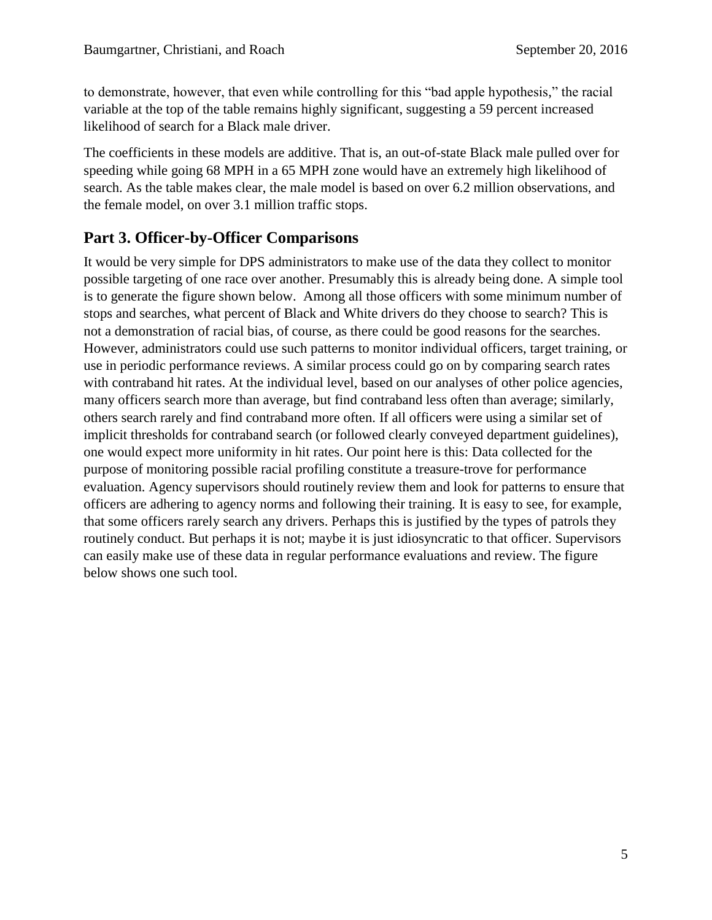to demonstrate, however, that even while controlling for this "bad apple hypothesis," the racial variable at the top of the table remains highly significant, suggesting a 59 percent increased likelihood of search for a Black male driver.

The coefficients in these models are additive. That is, an out-of-state Black male pulled over for speeding while going 68 MPH in a 65 MPH zone would have an extremely high likelihood of search. As the table makes clear, the male model is based on over 6.2 million observations, and the female model, on over 3.1 million traffic stops.

## Part 3. Officer-by-Officer Comparisons

It would be very simple for DPS administrators to make use of the data they collect to monitor possible targeting of one race over another. Presumably this is already being done. A simple tool is to generate the figure shown below. Among all those officers with some minimum number of stops and searches, what percent of Black and White drivers do they choose to search? This is not a demonstration of racial bias, of course, as there could be good reasons for the searches. However, administrators could use such patterns to monitor individual officers, target training, or use in periodic performance reviews. A similar process could go on by comparing search rates with contraband hit rates. At the individual level, based on our analyses of other police agencies, many officers search more than average, but find contraband less often than average; similarly, others search rarely and find contraband more often. If all officers were using a similar set of implicit thresholds for contraband search (or followed clearly conveyed department guidelines), one would expect more uniformity in hit rates. Our point here is this: Data collected for the purpose of monitoring possible racial profiling constitute a treasure-trove for performance evaluation. Agency supervisors should routinely review them and look for patterns to ensure that officers are adhering to agency norms and following their training. It is easy to see, for example, that some officers rarely search any drivers. Perhaps this is justified by the types of patrols they routinely conduct. But perhaps it is not; maybe it is just idiosyncratic to that officer. Supervisors can easily make use of these data in regular performance evaluations and review. The figure below shows one such tool.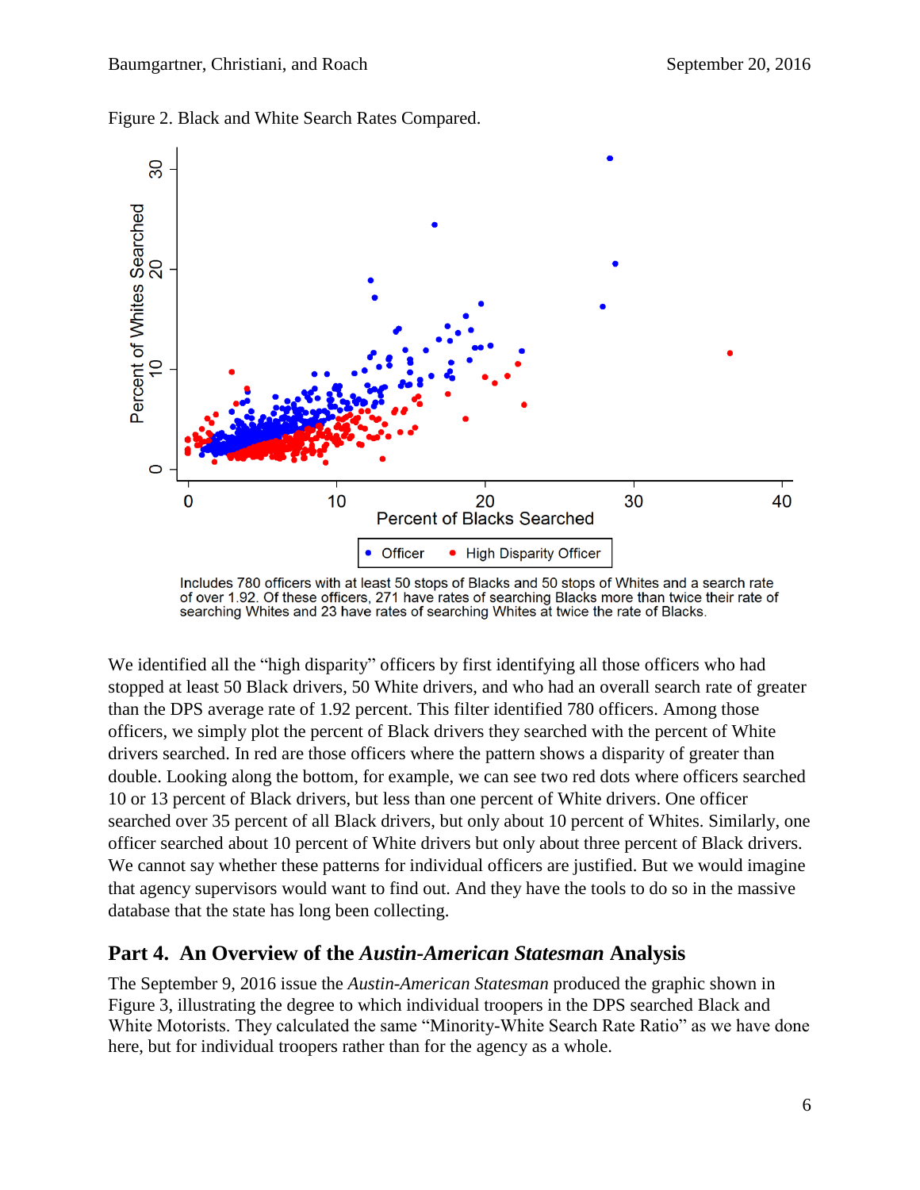Figure 2. Black and White Search Rates Compared.

Includes 780 officers with at least 50 stops of Blacks and 50 stops of Whites and a search rate of over 1.92. Of these officers, 271 have rates of searching Blacks more than twice their rate of searching Whites and 23 have rates of searching Whites at twice the rate of Blacks.

We identified all the "high disparity" officers by first identifying all those officers who had stopped at least 50 Black drivers, 50 White drivers, and who had an overall search rate of greater than the DPS average rate of 1.92 percent. This filter identified 780 officers. Among those officers, we simply plot the percent of Black drivers they searched with the percent of White drivers searched. In red are those officers where the pattern shows a disparity of greater than double. Looking along the bottom, for example, we can see two red dots where officers searched 10 or 13 percent of Black drivers, but less than one percent of White drivers. One officer searched over 35 percent of all Black drivers, but only about 10 percent of Whites. Similarly, one officer searched about 10 percent of White drivers but only about three percent of Black drivers. We cannot say whether these patterns for individual officers are justified. But we would imagine that agency supervisors would want to find out. And they have the tools to do so in the massive database that the state has long been collecting.

## Part 4. An Overview of the *Austin-American Statesman* Analysis

The September 9, 2016 issue the *Austin-American Statesman* produced the graphic shown in Figure 3, illustrating the degree to which individual troopers in the DPS searched Black and White Motorists. They calculated the same "Minority-White Search Rate Ratio" as we have done here, but for individual troopers rather than for the agency as a whole.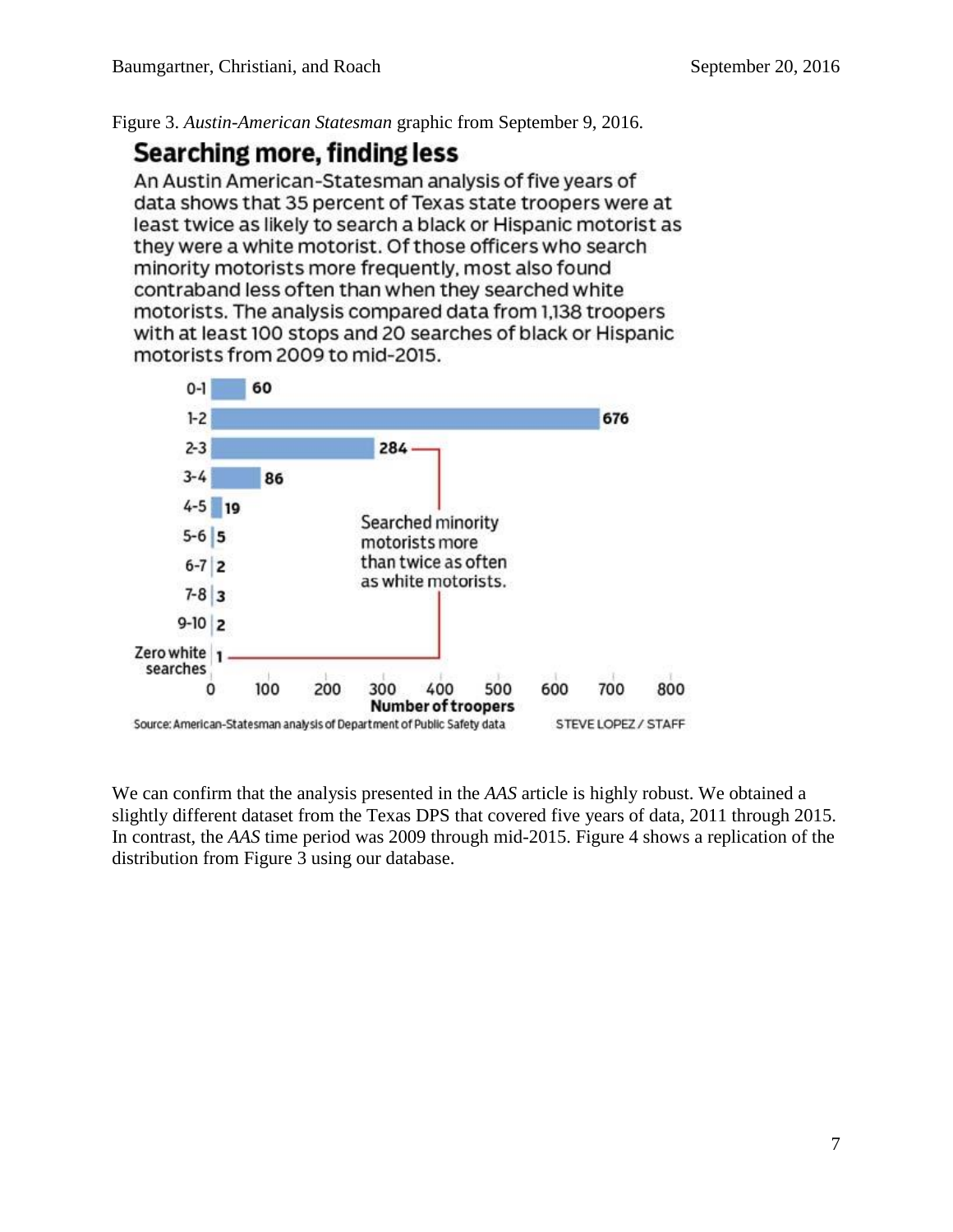Figure 3. *Austin-American Statesman* graphic from September 9, 2016.

## Searching more, finding less

An Austin American-Statesman analysis of five years of data shows that 35 percent of Texas state troopers were at least twice as likely to search a black or Hispanic motorist as they were a white motorist. Of those officers who search minority motorists more frequently, most also found contraband less often than when they searched white motorists. The analysis compared data from 1,138 troopers with at least 100 stops and 20 searches of black or Hispanic motorists from 2009 to mid-2015.

| Ratio | Number of troopers |
|---|---|
| 0-1 | 60 |
| 1-2 | 676 |
| 2-3 | 284 |
| 3-4 | 86 |
| 4-5 | 19 |
| 5-6 | 5 |
| 6-7 | 2 |
| 7-8 | 3 |
| 9-10 | 2 |
| Zero white searches | 1 |

Searched minority motorists more than twice as often as white motorists. (2-3 through Zero white searches)

Source: American-Statesman analysis of Department of Public Safety data. STEVE LOPEZ / STAFF

We can confirm that the analysis presented in the *AAS* article is highly robust. We obtained a slightly different dataset from the Texas DPS that covered five years of data, 2011 through 2015. In contrast, the *AAS* time period was 2009 through mid-2015. Figure 4 shows a replication of the distribution from Figure 3 using our database.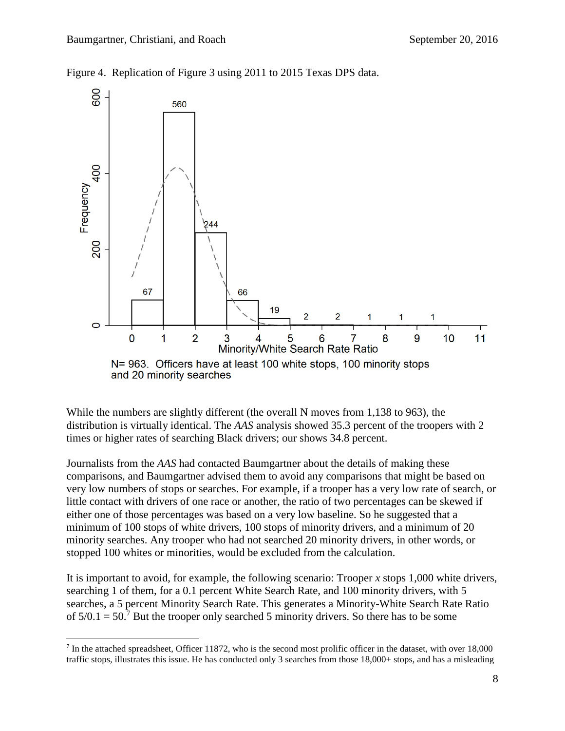Figure 4. Replication of Figure 3 using 2011 to 2015 Texas DPS data.

N= 963. Officers have at least 100 white stops, 100 minority stops and 20 minority searches

While the numbers are slightly different (the overall N moves from 1,138 to 963), the distribution is virtually identical. The *AAS* analysis showed 35.3 percent of the troopers with 2 times or higher rates of searching Black drivers; our shows 34.8 percent.

Journalists from the *AAS* had contacted Baumgartner about the details of making these comparisons, and Baumgartner advised them to avoid any comparisons that might be based on very low numbers of stops or searches. For example, if a trooper has a very low rate of search, or little contact with drivers of one race or another, the ratio of two percentages can be skewed if either one of those percentages was based on a very low baseline. So he suggested that a minimum of 100 stops of white drivers, 100 stops of minority drivers, and a minimum of 20 minority searches. Any trooper who had not searched 20 minority drivers, in other words, or stopped 100 whites or minorities, would be excluded from the calculation.

It is important to avoid, for example, the following scenario: Trooper *x* stops 1,000 white drivers, searching 1 of them, for a 0.1 percent White Search Rate, and 100 minority drivers, with 5 searches, a 5 percent Minority Search Rate. This generates a Minority-White Search Rate Ratio of $5/0.1 = 50$.[7] But the trooper only searched 5 minority drivers. So there has to be some

[7] In the attached spreadsheet, Officer 11872, who is the second most prolific officer in the dataset, with over 18,000 traffic stops, illustrates this issue. He has conducted only 3 searches from those 18,000+ stops, and has a misleading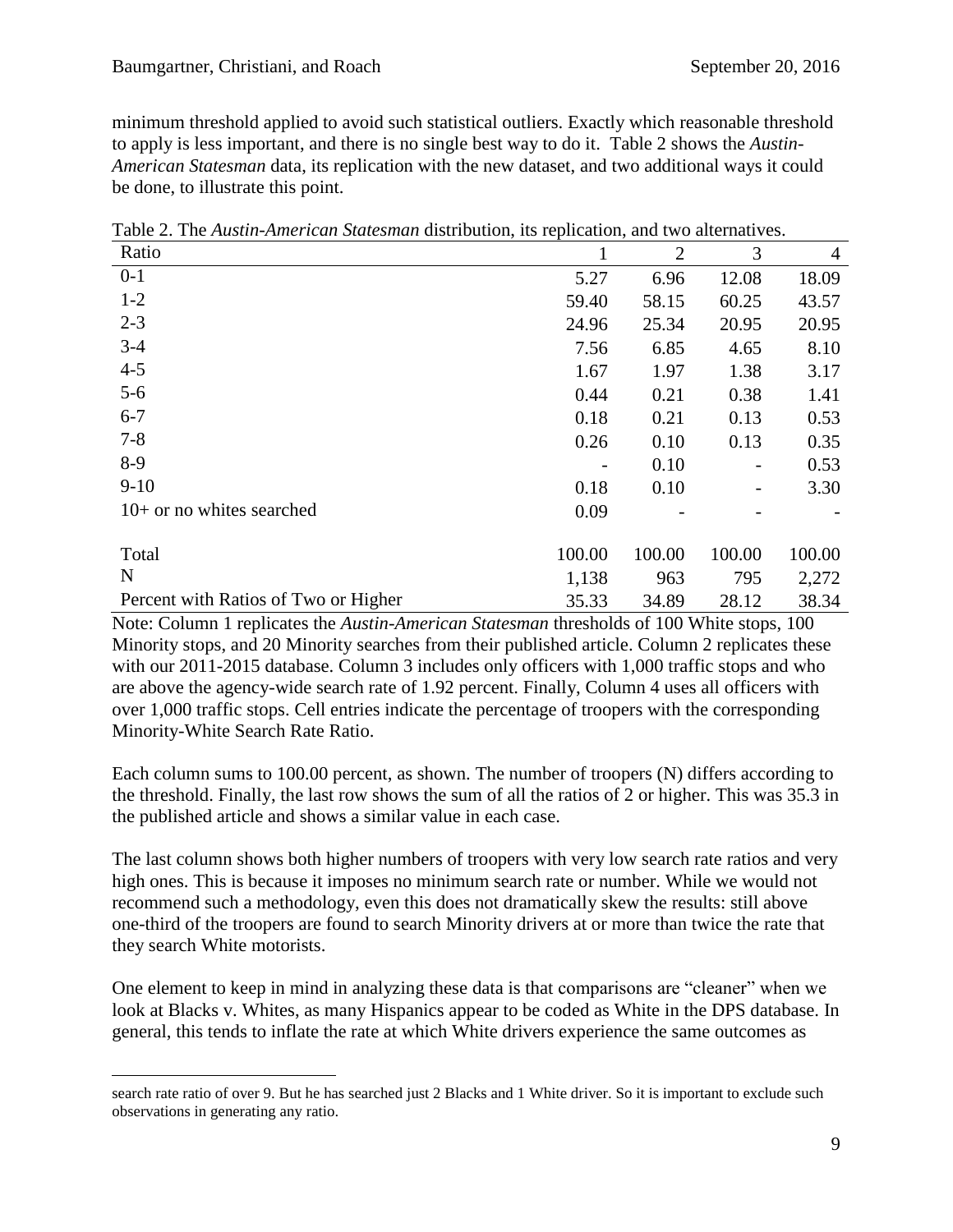minimum threshold applied to avoid such statistical outliers. Exactly which reasonable threshold to apply is less important, and there is no single best way to do it. Table 2 shows the *Austin-American Statesman* data, its replication with the new dataset, and two additional ways it could be done, to illustrate this point.

Table 2. The *Austin-American Statesman* distribution, its replication, and two alternatives.

| Ratio | 1 | 2 | 3 | 4 |
|---|---|---|---|---|
| 0-1 | 5.27 | 6.96 | 12.08 | 18.09 |
| 1-2 | 59.40 | 58.15 | 60.25 | 43.57 |
| 2-3 | 24.96 | 25.34 | 20.95 | 20.95 |
| 3-4 | 7.56 | 6.85 | 4.65 | 8.10 |
| 4-5 | 1.67 | 1.97 | 1.38 | 3.17 |
| 5-6 | 0.44 | 0.21 | 0.38 | 1.41 |
| 6-7 | 0.18 | 0.21 | 0.13 | 0.53 |
| 7-8 | 0.26 | 0.10 | 0.13 | 0.35 |
| 8-9 | - | 0.10 | - | 0.53 |
| 9-10 | 0.18 | 0.10 | - | 3.30 |
| 10+ or no whites searched | 0.09 | - | - | - |
| Total | 100.00 | 100.00 | 100.00 | 100.00 |
| N | 1,138 | 963 | 795 | 2,272 |
| Percent with Ratios of Two or Higher | 35.33 | 34.89 | 28.12 | 38.34 |

Note: Column 1 replicates the *Austin-American Statesman* thresholds of 100 White stops, 100 Minority stops, and 20 Minority searches from their published article. Column 2 replicates these with our 2011-2015 database. Column 3 includes only officers with 1,000 traffic stops and who are above the agency-wide search rate of 1.92 percent. Finally, Column 4 uses all officers with over 1,000 traffic stops. Cell entries indicate the percentage of troopers with the corresponding Minority-White Search Rate Ratio.

Each column sums to 100.00 percent, as shown. The number of troopers (N) differs according to the threshold. Finally, the last row shows the sum of all the ratios of 2 or higher. This was 35.3 in the published article and shows a similar value in each case.

The last column shows both higher numbers of troopers with very low search rate ratios and very high ones. This is because it imposes no minimum search rate or number. While we would not recommend such a methodology, even this does not dramatically skew the results: still above one-third of the troopers are found to search Minority drivers at or more than twice the rate that they search White motorists.

One element to keep in mind in analyzing these data is that comparisons are "cleaner" when we look at Blacks v. Whites, as many Hispanics appear to be coded as White in the DPS database. In general, this tends to inflate the rate at which White drivers experience the same outcomes as

search rate ratio of over 9. But he has searched just 2 Blacks and 1 White driver. So it is important to exclude such observations in generating any ratio.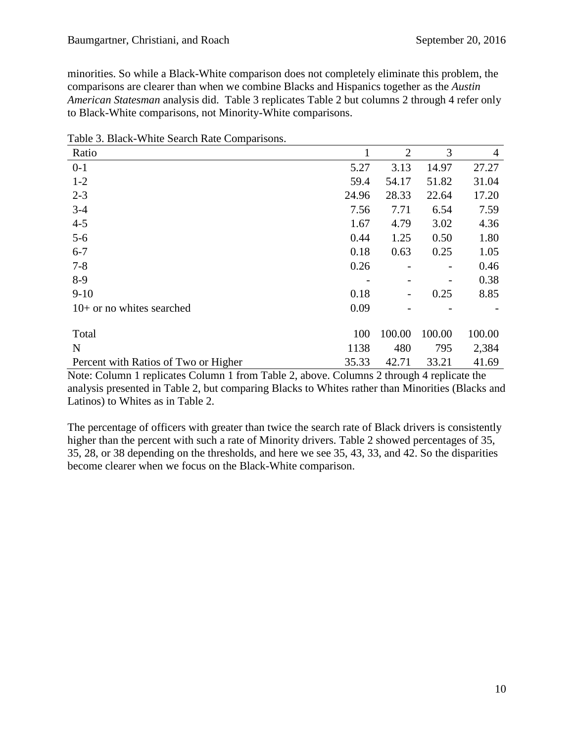minorities. So while a Black-White comparison does not completely eliminate this problem, the comparisons are clearer than when we combine Blacks and Hispanics together as the *Austin American Statesman* analysis did. Table 3 replicates Table 2 but columns 2 through 4 refer only to Black-White comparisons, not Minority-White comparisons.

Table 3. Black-White Search Rate Comparisons.

| Ratio | 1 | 2 | 3 | 4 |
|---|---|---|---|---|
| 0-1 | 5.27 | 3.13 | 14.97 | 27.27 |
| 1-2 | 59.4 | 54.17 | 51.82 | 31.04 |
| 2-3 | 24.96 | 28.33 | 22.64 | 17.20 |
| 3-4 | 7.56 | 7.71 | 6.54 | 7.59 |
| 4-5 | 1.67 | 4.79 | 3.02 | 4.36 |
| 5-6 | 0.44 | 1.25 | 0.50 | 1.80 |
| 6-7 | 0.18 | 0.63 | 0.25 | 1.05 |
| 7-8 | 0.26 | - | - | 0.46 |
| 8-9 | - | - | - | 0.38 |
| 9-10 | 0.18 | - | 0.25 | 8.85 |
| 10+ or no whites searched | 0.09 | - | - | - |
| | | | | |
| Total | 100 | 100.00 | 100.00 | 100.00 |
| N | 1138 | 480 | 795 | 2,384 |
| Percent with Ratios of Two or Higher | 35.33 | 42.71 | 33.21 | 41.69 |

Note: Column 1 replicates Column 1 from Table 2, above. Columns 2 through 4 replicate the analysis presented in Table 2, but comparing Blacks to Whites rather than Minorities (Blacks and Latinos) to Whites as in Table 2.

The percentage of officers with greater than twice the search rate of Black drivers is consistently higher than the percent with such a rate of Minority drivers. Table 2 showed percentages of 35, 35, 28, or 38 depending on the thresholds, and here we see 35, 43, 33, and 42. So the disparities become clearer when we focus on the Black-White comparison.